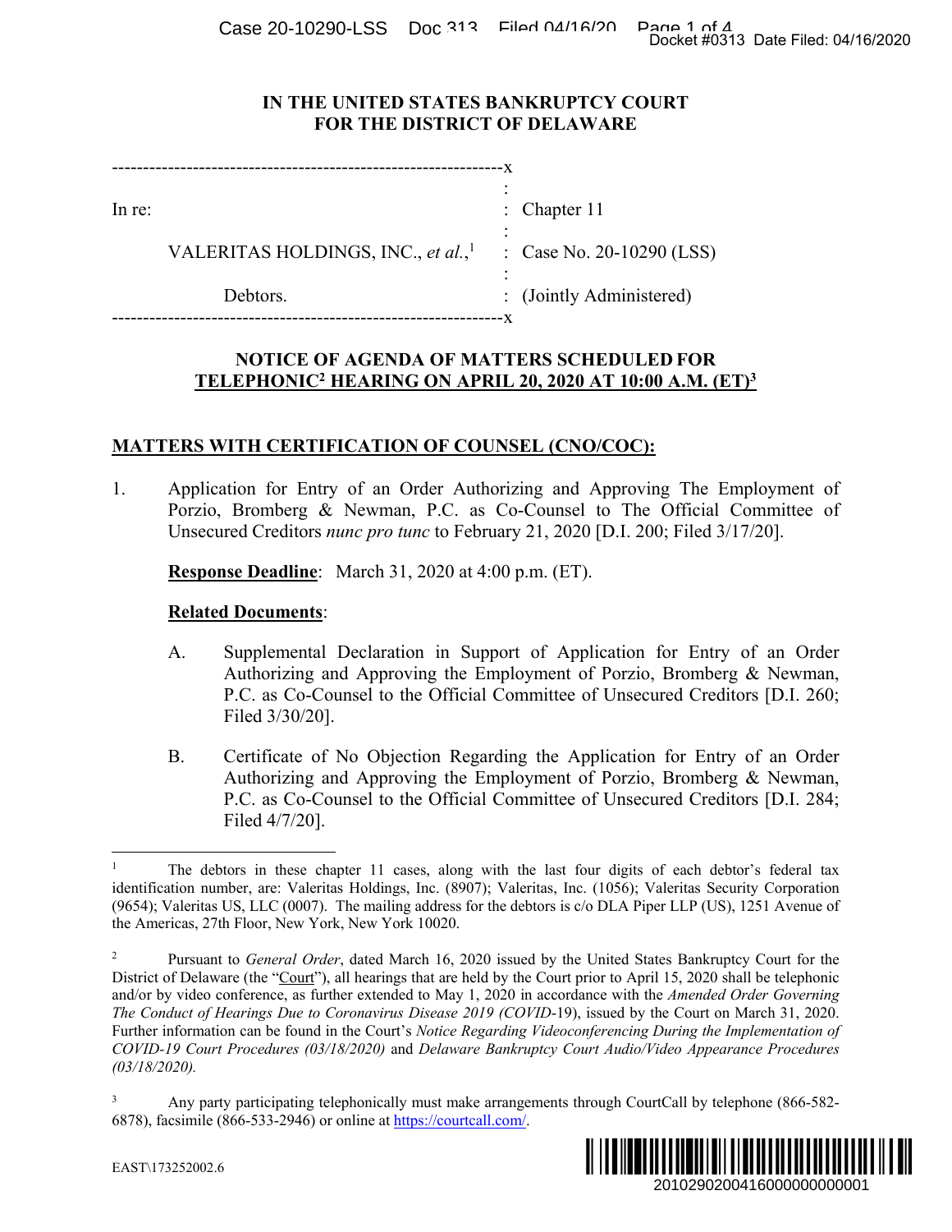# IN THE UNITED STATES BANKRUPTCY COURT FOR THE DISTRICT OF DELAWARE

| | |
|---|---|
| In re: | : Chapter 11 |
| VALERITAS HOLDINGS, INC., *et al.*,[1] | : Case No. 20-10290 (LSS) |
| Debtors. | : (Jointly Administered) |

## NOTICE OF AGENDA OF MATTERS SCHEDULED FOR TELEPHONIC[2] HEARING ON APRIL 20, 2020 AT 10:00 A.M. (ET)[3]

## MATTERS WITH CERTIFICATION OF COUNSEL (CNO/COC):

1. Application for Entry of an Order Authorizing and Approving The Employment of Porzio, Bromberg & Newman, P.C. as Co-Counsel to The Official Committee of Unsecured Creditors *nunc pro tunc* to February 21, 2020 [D.I. 200; Filed 3/17/20].

   **Response Deadline**: March 31, 2020 at 4:00 p.m. (ET).

   **Related Documents**:

   A. Supplemental Declaration in Support of Application for Entry of an Order Authorizing and Approving the Employment of Porzio, Bromberg & Newman, P.C. as Co-Counsel to the Official Committee of Unsecured Creditors [D.I. 260; Filed 3/30/20].

   B. Certificate of No Objection Regarding the Application for Entry of an Order Authorizing and Approving the Employment of Porzio, Bromberg & Newman, P.C. as Co-Counsel to the Official Committee of Unsecured Creditors [D.I. 284; Filed 4/7/20].

---

[1] The debtors in these chapter 11 cases, along with the last four digits of each debtor's federal tax identification number, are: Valeritas Holdings, Inc. (8907); Valeritas, Inc. (1056); Valeritas Security Corporation (9654); Valeritas US, LLC (0007). The mailing address for the debtors is c/o DLA Piper LLP (US), 1251 Avenue of the Americas, 27th Floor, New York, New York 10020.

[2] Pursuant to *General Order*, dated March 16, 2020 issued by the United States Bankruptcy Court for the District of Delaware (the "Court"), all hearings that are held by the Court prior to April 15, 2020 shall be telephonic and/or by video conference, as further extended to May 1, 2020 in accordance with the *Amended Order Governing The Conduct of Hearings Due to Coronavirus Disease 2019 (COVID*-19), issued by the Court on March 31, 2020. Further information can be found in the Court's *Notice Regarding Videoconferencing During the Implementation of COVID-19 Court Procedures (03/18/2020)* and *Delaware Bankruptcy Court Audio/Video Appearance Procedures (03/18/2020).*

[3] Any party participating telephonically must make arrangements through CourtCall by telephone (866-582-6878), facsimile (866-533-2946) or online at https://courtcall.com/.

EAST\173252002.6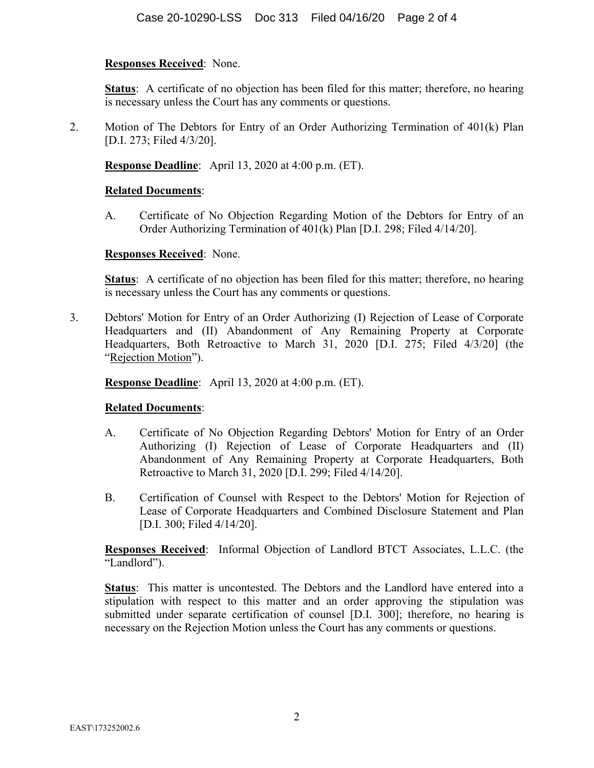**Responses Received**: None.

**Status**: A certificate of no objection has been filed for this matter; therefore, no hearing is necessary unless the Court has any comments or questions.

2. Motion of The Debtors for Entry of an Order Authorizing Termination of 401(k) Plan [D.I. 273; Filed 4/3/20].

   **Response Deadline**: April 13, 2020 at 4:00 p.m. (ET).

   **Related Documents**:

   A. Certificate of No Objection Regarding Motion of the Debtors for Entry of an Order Authorizing Termination of 401(k) Plan [D.I. 298; Filed 4/14/20].

   **Responses Received**: None.

   **Status**: A certificate of no objection has been filed for this matter; therefore, no hearing is necessary unless the Court has any comments or questions.

3. Debtors' Motion for Entry of an Order Authorizing (I) Rejection of Lease of Corporate Headquarters and (II) Abandonment of Any Remaining Property at Corporate Headquarters, Both Retroactive to March 31, 2020 [D.I. 275; Filed 4/3/20] (the "Rejection Motion").

   **Response Deadline**: April 13, 2020 at 4:00 p.m. (ET).

   **Related Documents**:

   A. Certificate of No Objection Regarding Debtors' Motion for Entry of an Order Authorizing (I) Rejection of Lease of Corporate Headquarters and (II) Abandonment of Any Remaining Property at Corporate Headquarters, Both Retroactive to March 31, 2020 [D.I. 299; Filed 4/14/20].

   B. Certification of Counsel with Respect to the Debtors' Motion for Rejection of Lease of Corporate Headquarters and Combined Disclosure Statement and Plan [D.I. 300; Filed 4/14/20].

   **Responses Received**: Informal Objection of Landlord BTCT Associates, L.L.C. (the "Landlord").

   **Status**: This matter is uncontested. The Debtors and the Landlord have entered into a stipulation with respect to this matter and an order approving the stipulation was submitted under separate certification of counsel [D.I. 300]; therefore, no hearing is necessary on the Rejection Motion unless the Court has any comments or questions.

EAST\173252002.6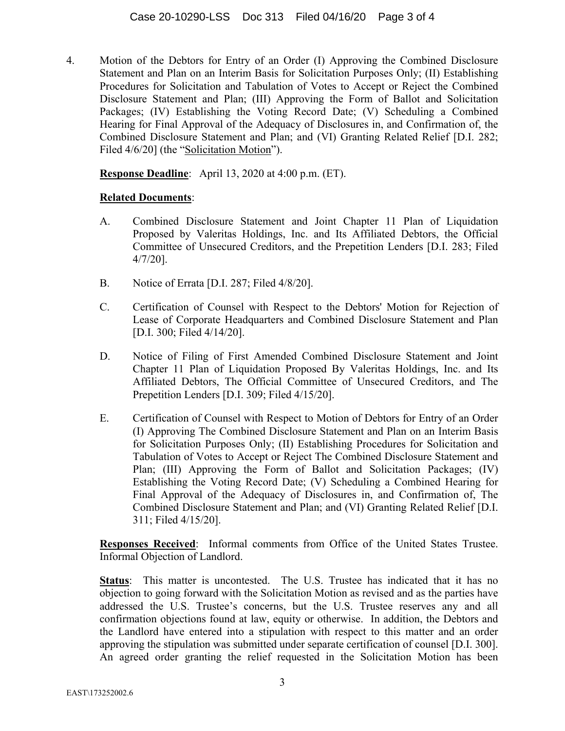4. Motion of the Debtors for Entry of an Order (I) Approving the Combined Disclosure Statement and Plan on an Interim Basis for Solicitation Purposes Only; (II) Establishing Procedures for Solicitation and Tabulation of Votes to Accept or Reject the Combined Disclosure Statement and Plan; (III) Approving the Form of Ballot and Solicitation Packages; (IV) Establishing the Voting Record Date; (V) Scheduling a Combined Hearing for Final Approval of the Adequacy of Disclosures in, and Confirmation of, the Combined Disclosure Statement and Plan; and (VI) Granting Related Relief [D.I. 282; Filed 4/6/20] (the "Solicitation Motion").

**Response Deadline**: April 13, 2020 at 4:00 p.m. (ET).

**Related Documents**:

A. Combined Disclosure Statement and Joint Chapter 11 Plan of Liquidation Proposed by Valeritas Holdings, Inc. and Its Affiliated Debtors, the Official Committee of Unsecured Creditors, and the Prepetition Lenders [D.I. 283; Filed 4/7/20].

B. Notice of Errata [D.I. 287; Filed 4/8/20].

C. Certification of Counsel with Respect to the Debtors' Motion for Rejection of Lease of Corporate Headquarters and Combined Disclosure Statement and Plan [D.I. 300; Filed 4/14/20].

D. Notice of Filing of First Amended Combined Disclosure Statement and Joint Chapter 11 Plan of Liquidation Proposed By Valeritas Holdings, Inc. and Its Affiliated Debtors, The Official Committee of Unsecured Creditors, and The Prepetition Lenders [D.I. 309; Filed 4/15/20].

E. Certification of Counsel with Respect to Motion of Debtors for Entry of an Order (I) Approving The Combined Disclosure Statement and Plan on an Interim Basis for Solicitation Purposes Only; (II) Establishing Procedures for Solicitation and Tabulation of Votes to Accept or Reject The Combined Disclosure Statement and Plan; (III) Approving the Form of Ballot and Solicitation Packages; (IV) Establishing the Voting Record Date; (V) Scheduling a Combined Hearing for Final Approval of the Adequacy of Disclosures in, and Confirmation of, The Combined Disclosure Statement and Plan; and (VI) Granting Related Relief [D.I. 311; Filed 4/15/20].

**Responses Received**: Informal comments from Office of the United States Trustee. Informal Objection of Landlord.

**Status**: This matter is uncontested. The U.S. Trustee has indicated that it has no objection to going forward with the Solicitation Motion as revised and as the parties have addressed the U.S. Trustee's concerns, but the U.S. Trustee reserves any and all confirmation objections found at law, equity or otherwise. In addition, the Debtors and the Landlord have entered into a stipulation with respect to this matter and an order approving the stipulation was submitted under separate certification of counsel [D.I. 300]. An agreed order granting the relief requested in the Solicitation Motion has been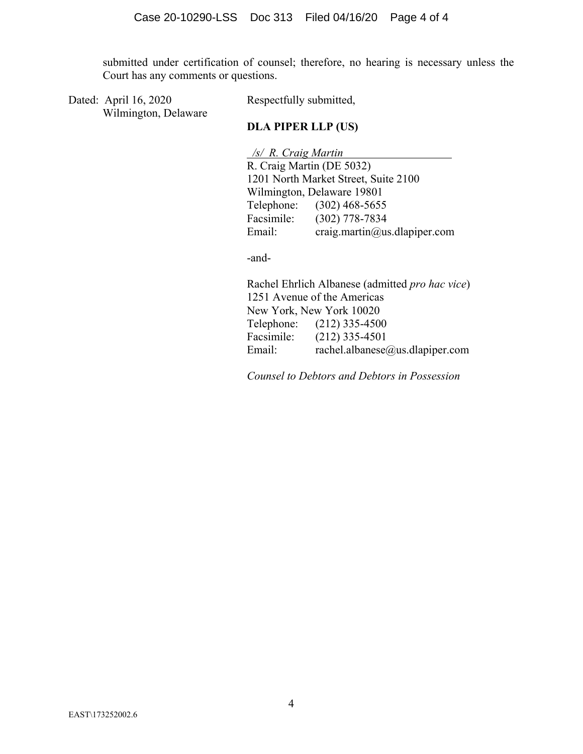submitted under certification of counsel; therefore, no hearing is necessary unless the Court has any comments or questions.

Dated: April 16, 2020
Wilmington, Delaware

Respectfully submitted,

**DLA PIPER LLP (US)**

*/s/ R. Craig Martin*
R. Craig Martin (DE 5032)
1201 North Market Street, Suite 2100
Wilmington, Delaware 19801
Telephone: (302) 468-5655
Facsimile: (302) 778-7834
Email: craig.martin@us.dlapiper.com

-and-

Rachel Ehrlich Albanese (admitted *pro hac vice*)
1251 Avenue of the Americas
New York, New York 10020
Telephone: (212) 335-4500
Facsimile: (212) 335-4501
Email: rachel.albanese@us.dlapiper.com

*Counsel to Debtors and Debtors in Possession*

EAST\173252002.6